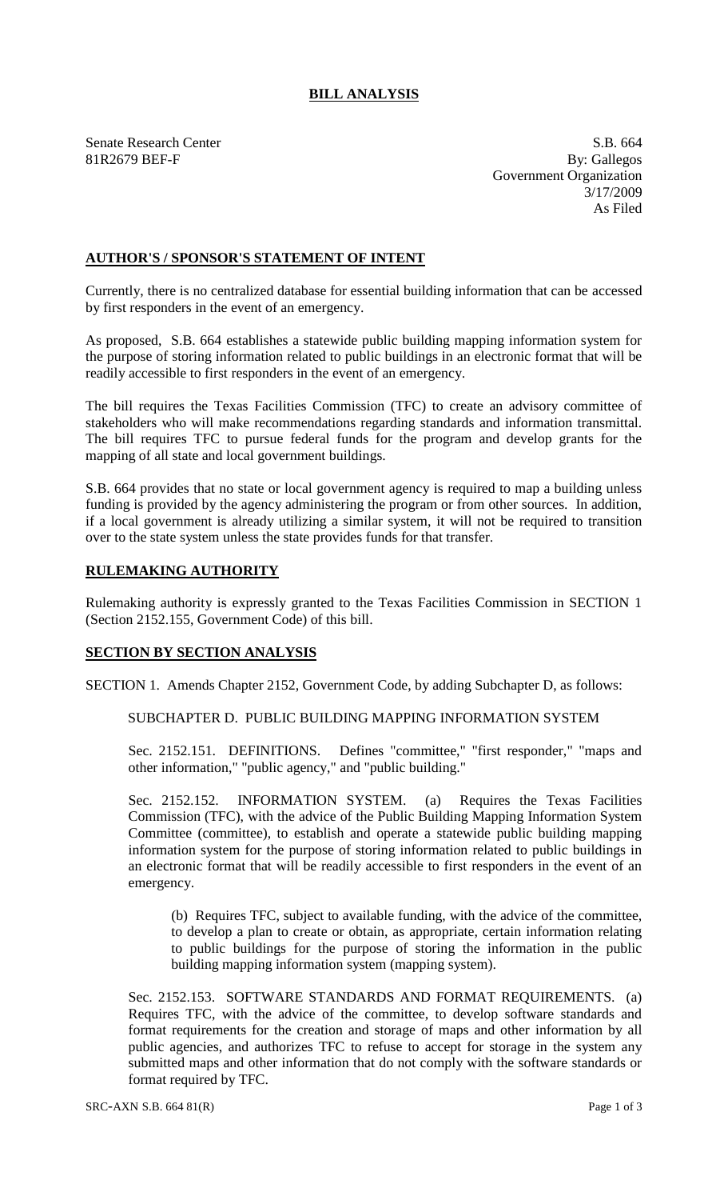# BILL ANALYSIS

Senate Research Center
81R2679 BEF-F

S.B. 664
By: Gallegos
Government Organization
3/17/2009
As Filed

## AUTHOR'S / SPONSOR'S STATEMENT OF INTENT

Currently, there is no centralized database for essential building information that can be accessed by first responders in the event of an emergency.

As proposed, S.B. 664 establishes a statewide public building mapping information system for the purpose of storing information related to public buildings in an electronic format that will be readily accessible to first responders in the event of an emergency.

The bill requires the Texas Facilities Commission (TFC) to create an advisory committee of stakeholders who will make recommendations regarding standards and information transmittal. The bill requires TFC to pursue federal funds for the program and develop grants for the mapping of all state and local government buildings.

S.B. 664 provides that no state or local government agency is required to map a building unless funding is provided by the agency administering the program or from other sources. In addition, if a local government is already utilizing a similar system, it will not be required to transition over to the state system unless the state provides funds for that transfer.

## RULEMAKING AUTHORITY

Rulemaking authority is expressly granted to the Texas Facilities Commission in SECTION 1 (Section 2152.155, Government Code) of this bill.

## SECTION BY SECTION ANALYSIS

SECTION 1. Amends Chapter 2152, Government Code, by adding Subchapter D, as follows:

SUBCHAPTER D. PUBLIC BUILDING MAPPING INFORMATION SYSTEM

Sec. 2152.151. DEFINITIONS. Defines "committee," "first responder," "maps and other information," "public agency," and "public building."

Sec. 2152.152. INFORMATION SYSTEM. (a) Requires the Texas Facilities Commission (TFC), with the advice of the Public Building Mapping Information System Committee (committee), to establish and operate a statewide public building mapping information system for the purpose of storing information related to public buildings in an electronic format that will be readily accessible to first responders in the event of an emergency.

(b) Requires TFC, subject to available funding, with the advice of the committee, to develop a plan to create or obtain, as appropriate, certain information relating to public buildings for the purpose of storing the information in the public building mapping information system (mapping system).

Sec. 2152.153. SOFTWARE STANDARDS AND FORMAT REQUIREMENTS. (a) Requires TFC, with the advice of the committee, to develop software standards and format requirements for the creation and storage of maps and other information by all public agencies, and authorizes TFC to refuse to accept for storage in the system any submitted maps and other information that do not comply with the software standards or format required by TFC.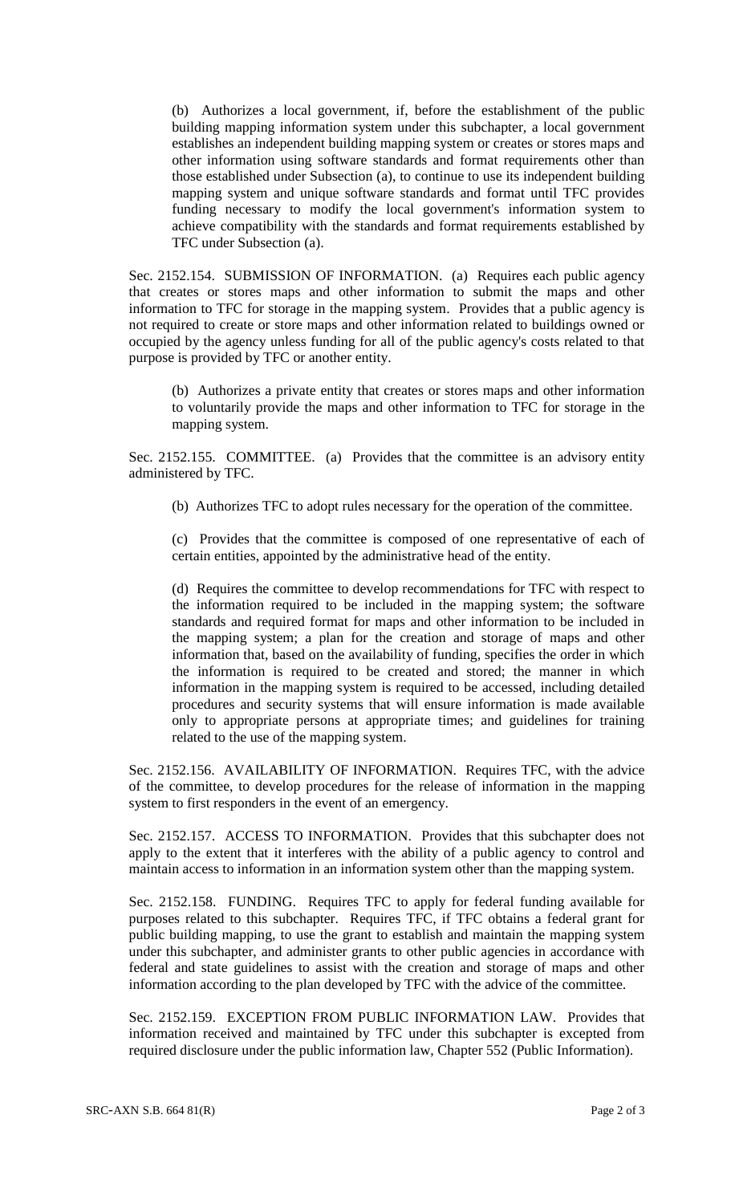(b) Authorizes a local government, if, before the establishment of the public building mapping information system under this subchapter, a local government establishes an independent building mapping system or creates or stores maps and other information using software standards and format requirements other than those established under Subsection (a), to continue to use its independent building mapping system and unique software standards and format until TFC provides funding necessary to modify the local government's information system to achieve compatibility with the standards and format requirements established by TFC under Subsection (a).

Sec. 2152.154. SUBMISSION OF INFORMATION. (a) Requires each public agency that creates or stores maps and other information to submit the maps and other information to TFC for storage in the mapping system. Provides that a public agency is not required to create or store maps and other information related to buildings owned or occupied by the agency unless funding for all of the public agency's costs related to that purpose is provided by TFC or another entity.

(b) Authorizes a private entity that creates or stores maps and other information to voluntarily provide the maps and other information to TFC for storage in the mapping system.

Sec. 2152.155. COMMITTEE. (a) Provides that the committee is an advisory entity administered by TFC.

(b) Authorizes TFC to adopt rules necessary for the operation of the committee.

(c) Provides that the committee is composed of one representative of each of certain entities, appointed by the administrative head of the entity.

(d) Requires the committee to develop recommendations for TFC with respect to the information required to be included in the mapping system; the software standards and required format for maps and other information to be included in the mapping system; a plan for the creation and storage of maps and other information that, based on the availability of funding, specifies the order in which the information is required to be created and stored; the manner in which information in the mapping system is required to be accessed, including detailed procedures and security systems that will ensure information is made available only to appropriate persons at appropriate times; and guidelines for training related to the use of the mapping system.

Sec. 2152.156. AVAILABILITY OF INFORMATION. Requires TFC, with the advice of the committee, to develop procedures for the release of information in the mapping system to first responders in the event of an emergency.

Sec. 2152.157. ACCESS TO INFORMATION. Provides that this subchapter does not apply to the extent that it interferes with the ability of a public agency to control and maintain access to information in an information system other than the mapping system.

Sec. 2152.158. FUNDING. Requires TFC to apply for federal funding available for purposes related to this subchapter. Requires TFC, if TFC obtains a federal grant for public building mapping, to use the grant to establish and maintain the mapping system under this subchapter, and administer grants to other public agencies in accordance with federal and state guidelines to assist with the creation and storage of maps and other information according to the plan developed by TFC with the advice of the committee.

Sec. 2152.159. EXCEPTION FROM PUBLIC INFORMATION LAW. Provides that information received and maintained by TFC under this subchapter is excepted from required disclosure under the public information law, Chapter 552 (Public Information).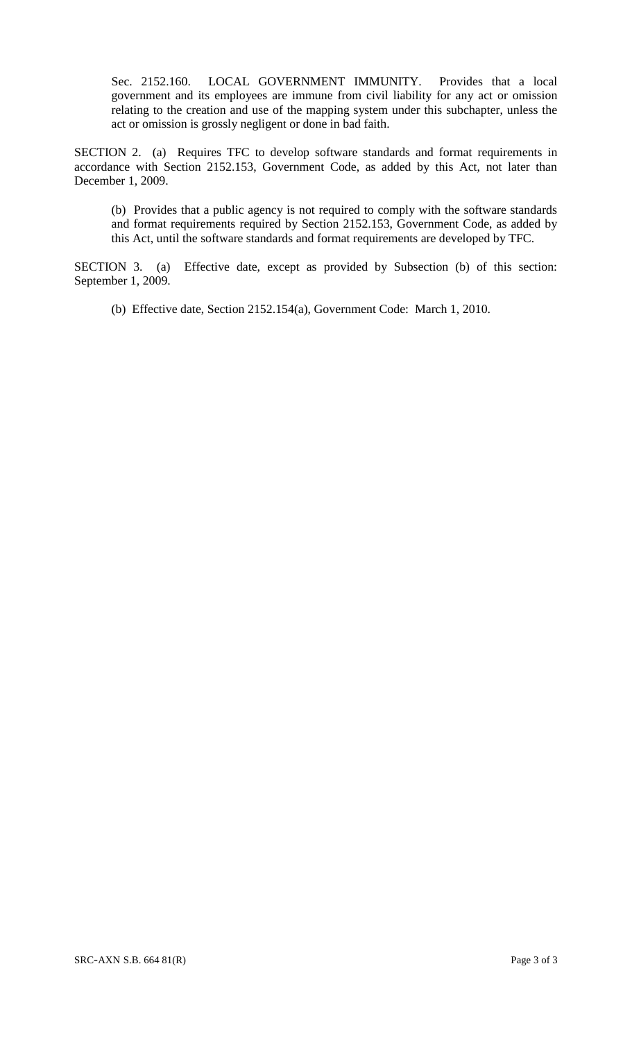Sec. 2152.160. LOCAL GOVERNMENT IMMUNITY. Provides that a local government and its employees are immune from civil liability for any act or omission relating to the creation and use of the mapping system under this subchapter, unless the act or omission is grossly negligent or done in bad faith.

SECTION 2. (a) Requires TFC to develop software standards and format requirements in accordance with Section 2152.153, Government Code, as added by this Act, not later than December 1, 2009.

(b) Provides that a public agency is not required to comply with the software standards and format requirements required by Section 2152.153, Government Code, as added by this Act, until the software standards and format requirements are developed by TFC.

SECTION 3. (a) Effective date, except as provided by Subsection (b) of this section: September 1, 2009.

(b) Effective date, Section 2152.154(a), Government Code: March 1, 2010.